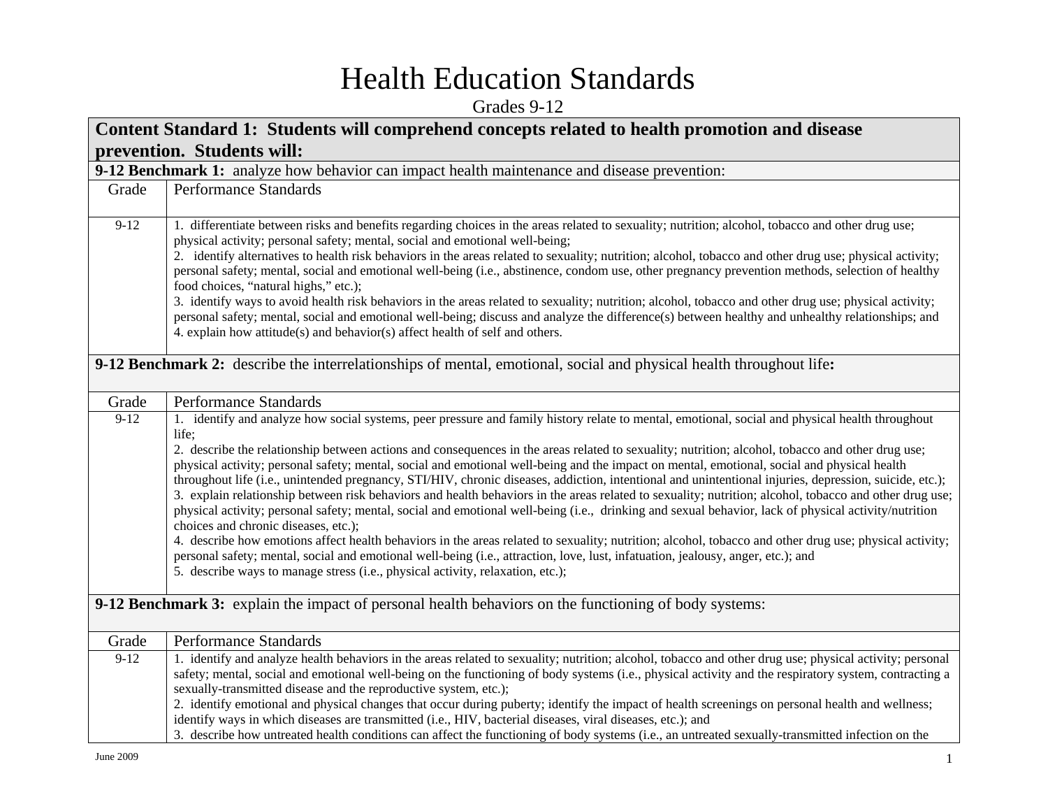# Health Education Standards

Grades 9-12

| **Content Standard 1: Students will comprehend concepts related to health promotion and disease prevention. Students will:** | |
|---|---|
| **9-12 Benchmark 1:** analyze how behavior can impact health maintenance and disease prevention: | |
| Grade | Performance Standards |
| 9-12 | 1. differentiate between risks and benefits regarding choices in the areas related to sexuality; nutrition; alcohol, tobacco and other drug use; physical activity; personal safety; mental, social and emotional well-being;<br>2. identify alternatives to health risk behaviors in the areas related to sexuality; nutrition; alcohol, tobacco and other drug use; physical activity; personal safety; mental, social and emotional well-being (i.e., abstinence, condom use, other pregnancy prevention methods, selection of healthy food choices, "natural highs," etc.);<br>3. identify ways to avoid health risk behaviors in the areas related to sexuality; nutrition; alcohol, tobacco and other drug use; physical activity; personal safety; mental, social and emotional well-being; discuss and analyze the difference(s) between healthy and unhealthy relationships; and<br>4. explain how attitude(s) and behavior(s) affect health of self and others. |
| **9-12 Benchmark 2:** describe the interrelationships of mental, emotional, social and physical health throughout life**:** | |
| Grade | Performance Standards |
| 9-12 | 1. identify and analyze how social systems, peer pressure and family history relate to mental, emotional, social and physical health throughout life;<br>2. describe the relationship between actions and consequences in the areas related to sexuality; nutrition; alcohol, tobacco and other drug use; physical activity; personal safety; mental, social and emotional well-being and the impact on mental, emotional, social and physical health throughout life (i.e., unintended pregnancy, STI/HIV, chronic diseases, addiction, intentional and unintentional injuries, depression, suicide, etc.);<br>3. explain relationship between risk behaviors and health behaviors in the areas related to sexuality; nutrition; alcohol, tobacco and other drug use; physical activity; personal safety; mental, social and emotional well-being (i.e., drinking and sexual behavior, lack of physical activity/nutrition choices and chronic diseases, etc.);<br>4. describe how emotions affect health behaviors in the areas related to sexuality; nutrition; alcohol, tobacco and other drug use; physical activity; personal safety; mental, social and emotional well-being (i.e., attraction, love, lust, infatuation, jealousy, anger, etc.); and<br>5. describe ways to manage stress (i.e., physical activity, relaxation, etc.); |
| **9-12 Benchmark 3:** explain the impact of personal health behaviors on the functioning of body systems: | |
| Grade | Performance Standards |
| 9-12 | 1. identify and analyze health behaviors in the areas related to sexuality; nutrition; alcohol, tobacco and other drug use; physical activity; personal safety; mental, social and emotional well-being on the functioning of body systems (i.e., physical activity and the respiratory system, contracting a sexually-transmitted disease and the reproductive system, etc.);<br>2. identify emotional and physical changes that occur during puberty; identify the impact of health screenings on personal health and wellness; identify ways in which diseases are transmitted (i.e., HIV, bacterial diseases, viral diseases, etc.); and<br>3. describe how untreated health conditions can affect the functioning of body systems (i.e., an untreated sexually-transmitted infection on the |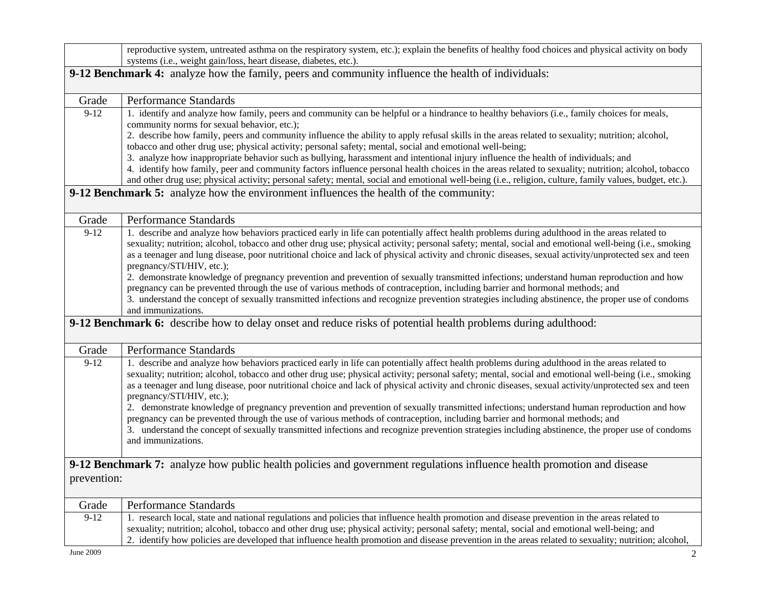| | |
|---|---|
| | reproductive system, untreated asthma on the respiratory system, etc.); explain the benefits of healthy food choices and physical activity on body systems (i.e., weight gain/loss, heart disease, diabetes, etc.). |

**9-12 Benchmark 4:** analyze how the family, peers and community influence the health of individuals:

| Grade | Performance Standards |
|---|---|
| 9-12 | 1. identify and analyze how family, peers and community can be helpful or a hindrance to healthy behaviors (i.e., family choices for meals, community norms for sexual behavior, etc.);<br>2. describe how family, peers and community influence the ability to apply refusal skills in the areas related to sexuality; nutrition; alcohol, tobacco and other drug use; physical activity; personal safety; mental, social and emotional well-being;<br>3. analyze how inappropriate behavior such as bullying, harassment and intentional injury influence the health of individuals; and<br>4. identify how family, peer and community factors influence personal health choices in the areas related to sexuality; nutrition; alcohol, tobacco and other drug use; physical activity; personal safety; mental, social and emotional well-being (i.e., religion, culture, family values, budget, etc.). |

**9-12 Benchmark 5:** analyze how the environment influences the health of the community:

| Grade | Performance Standards |
|---|---|
| 9-12 | 1. describe and analyze how behaviors practiced early in life can potentially affect health problems during adulthood in the areas related to sexuality; nutrition; alcohol, tobacco and other drug use; physical activity; personal safety; mental, social and emotional well-being (i.e., smoking as a teenager and lung disease, poor nutritional choice and lack of physical activity and chronic diseases, sexual activity/unprotected sex and teen pregnancy/STI/HIV, etc.);<br>2. demonstrate knowledge of pregnancy prevention and prevention of sexually transmitted infections; understand human reproduction and how pregnancy can be prevented through the use of various methods of contraception, including barrier and hormonal methods; and<br>3. understand the concept of sexually transmitted infections and recognize prevention strategies including abstinence, the proper use of condoms and immunizations. |

**9-12 Benchmark 6:** describe how to delay onset and reduce risks of potential health problems during adulthood:

| Grade | Performance Standards |
|---|---|
| 9-12 | 1. describe and analyze how behaviors practiced early in life can potentially affect health problems during adulthood in the areas related to sexuality; nutrition; alcohol, tobacco and other drug use; physical activity; personal safety; mental, social and emotional well-being (i.e., smoking as a teenager and lung disease, poor nutritional choice and lack of physical activity and chronic diseases, sexual activity/unprotected sex and teen pregnancy/STI/HIV, etc.);<br>2. demonstrate knowledge of pregnancy prevention and prevention of sexually transmitted infections; understand human reproduction and how pregnancy can be prevented through the use of various methods of contraception, including barrier and hormonal methods; and<br>3. understand the concept of sexually transmitted infections and recognize prevention strategies including abstinence, the proper use of condoms and immunizations. |

**9-12 Benchmark 7:** analyze how public health policies and government regulations influence health promotion and disease prevention:

| Grade | Performance Standards |
|---|---|
| 9-12 | 1. research local, state and national regulations and policies that influence health promotion and disease prevention in the areas related to sexuality; nutrition; alcohol, tobacco and other drug use; physical activity; personal safety; mental, social and emotional well-being; and<br>2. identify how policies are developed that influence health promotion and disease prevention in the areas related to sexuality; nutrition; alcohol, |

June 2009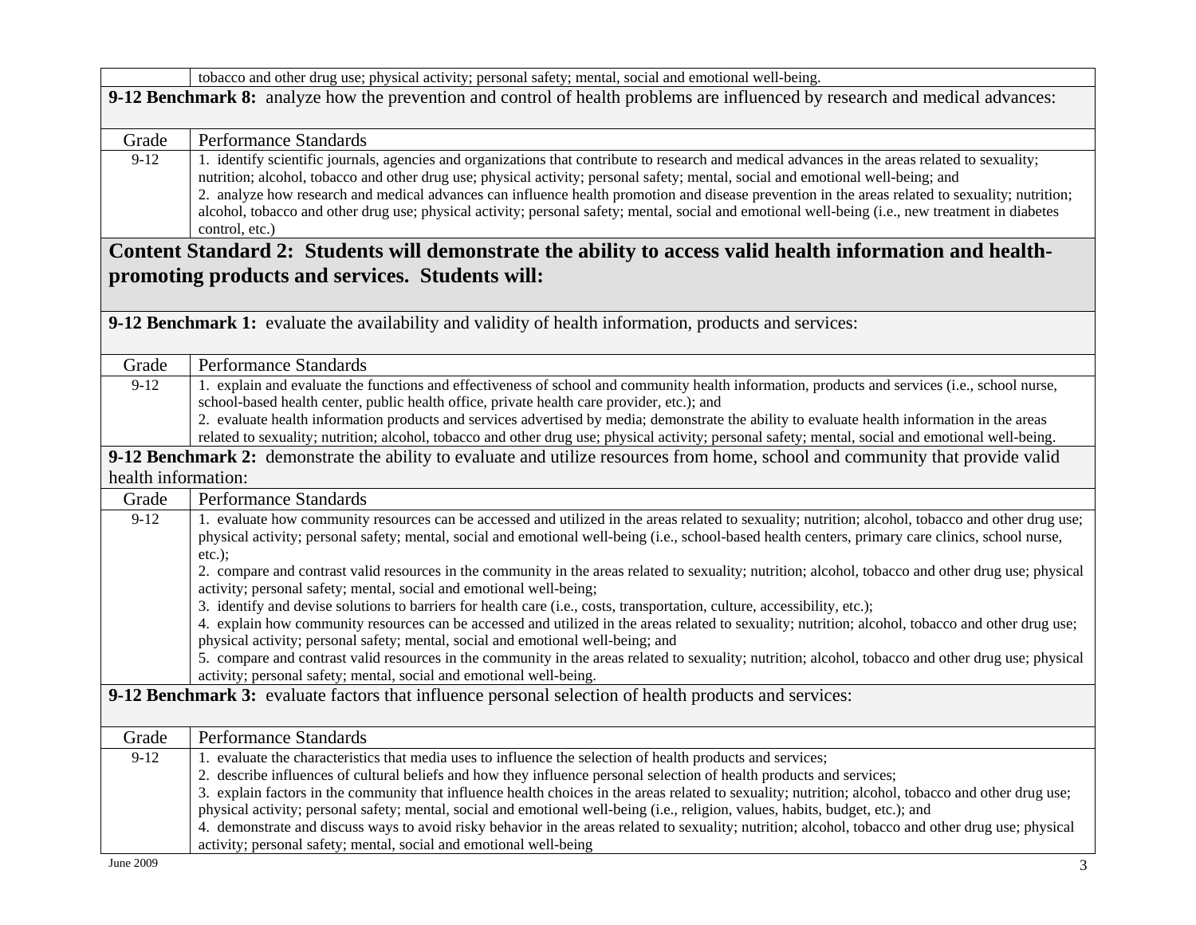| | |
|---|---|
| | tobacco and other drug use; physical activity; personal safety; mental, social and emotional well-being. |

**9-12 Benchmark 8:** analyze how the prevention and control of health problems are influenced by research and medical advances:

| Grade | Performance Standards |
|---|---|
| 9-12 | 1. identify scientific journals, agencies and organizations that contribute to research and medical advances in the areas related to sexuality; nutrition; alcohol, tobacco and other drug use; physical activity; personal safety; mental, social and emotional well-being; and<br>2. analyze how research and medical advances can influence health promotion and disease prevention in the areas related to sexuality; nutrition; alcohol, tobacco and other drug use; physical activity; personal safety; mental, social and emotional well-being (i.e., new treatment in diabetes control, etc.) |

## Content Standard 2: Students will demonstrate the ability to access valid health information and health-promoting products and services. Students will:

**9-12 Benchmark 1:** evaluate the availability and validity of health information, products and services:

| Grade | Performance Standards |
|---|---|
| 9-12 | 1. explain and evaluate the functions and effectiveness of school and community health information, products and services (i.e., school nurse, school-based health center, public health office, private health care provider, etc.); and<br>2. evaluate health information products and services advertised by media; demonstrate the ability to evaluate health information in the areas related to sexuality; nutrition; alcohol, tobacco and other drug use; physical activity; personal safety; mental, social and emotional well-being. |

**9-12 Benchmark 2:** demonstrate the ability to evaluate and utilize resources from home, school and community that provide valid health information:

| Grade | Performance Standards |
|---|---|
| 9-12 | 1. evaluate how community resources can be accessed and utilized in the areas related to sexuality; nutrition; alcohol, tobacco and other drug use; physical activity; personal safety; mental, social and emotional well-being (i.e., school-based health centers, primary care clinics, school nurse, etc.);<br>2. compare and contrast valid resources in the community in the areas related to sexuality; nutrition; alcohol, tobacco and other drug use; physical activity; personal safety; mental, social and emotional well-being;<br>3. identify and devise solutions to barriers for health care (i.e., costs, transportation, culture, accessibility, etc.);<br>4. explain how community resources can be accessed and utilized in the areas related to sexuality; nutrition; alcohol, tobacco and other drug use; physical activity; personal safety; mental, social and emotional well-being; and<br>5. compare and contrast valid resources in the community in the areas related to sexuality; nutrition; alcohol, tobacco and other drug use; physical activity; personal safety; mental, social and emotional well-being. |

**9-12 Benchmark 3:** evaluate factors that influence personal selection of health products and services:

| Grade | Performance Standards |
|---|---|
| 9-12 | 1. evaluate the characteristics that media uses to influence the selection of health products and services;<br>2. describe influences of cultural beliefs and how they influence personal selection of health products and services;<br>3. explain factors in the community that influence health choices in the areas related to sexuality; nutrition; alcohol, tobacco and other drug use; physical activity; personal safety; mental, social and emotional well-being (i.e., religion, values, habits, budget, etc.); and<br>4. demonstrate and discuss ways to avoid risky behavior in the areas related to sexuality; nutrition; alcohol, tobacco and other drug use; physical activity; personal safety; mental, social and emotional well-being |

June 2009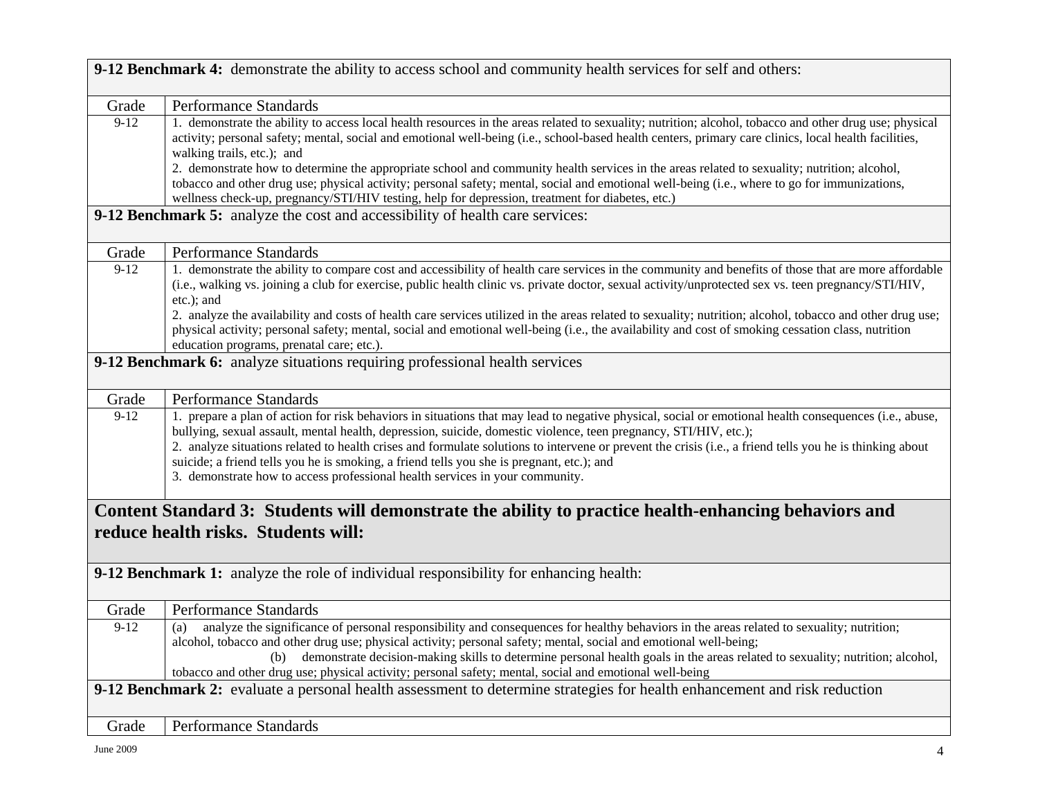**9-12 Benchmark 4:** demonstrate the ability to access school and community health services for self and others:

| Grade | Performance Standards |
|---|---|
| 9-12 | 1. demonstrate the ability to access local health resources in the areas related to sexuality; nutrition; alcohol, tobacco and other drug use; physical activity; personal safety; mental, social and emotional well-being (i.e., school-based health centers, primary care clinics, local health facilities, walking trails, etc.); and<br>2. demonstrate how to determine the appropriate school and community health services in the areas related to sexuality; nutrition; alcohol, tobacco and other drug use; physical activity; personal safety; mental, social and emotional well-being (i.e., where to go for immunizations, wellness check-up, pregnancy/STI/HIV testing, help for depression, treatment for diabetes, etc.) |

**9-12 Benchmark 5:** analyze the cost and accessibility of health care services:

| Grade | Performance Standards |
|---|---|
| 9-12 | 1. demonstrate the ability to compare cost and accessibility of health care services in the community and benefits of those that are more affordable (i.e., walking vs. joining a club for exercise, public health clinic vs. private doctor, sexual activity/unprotected sex vs. teen pregnancy/STI/HIV, etc.); and<br>2. analyze the availability and costs of health care services utilized in the areas related to sexuality; nutrition; alcohol, tobacco and other drug use; physical activity; personal safety; mental, social and emotional well-being (i.e., the availability and cost of smoking cessation class, nutrition education programs, prenatal care; etc.). |

**9-12 Benchmark 6:** analyze situations requiring professional health services

| Grade | Performance Standards |
|---|---|
| 9-12 | 1. prepare a plan of action for risk behaviors in situations that may lead to negative physical, social or emotional health consequences (i.e., abuse, bullying, sexual assault, mental health, depression, suicide, domestic violence, teen pregnancy, STI/HIV, etc.);<br>2. analyze situations related to health crises and formulate solutions to intervene or prevent the crisis (i.e., a friend tells you he is thinking about suicide; a friend tells you he is smoking, a friend tells you she is pregnant, etc.); and<br>3. demonstrate how to access professional health services in your community. |

## Content Standard 3: Students will demonstrate the ability to practice health-enhancing behaviors and reduce health risks. Students will:

**9-12 Benchmark 1:** analyze the role of individual responsibility for enhancing health:

| Grade | Performance Standards |
|---|---|
| 9-12 | (a) analyze the significance of personal responsibility and consequences for healthy behaviors in the areas related to sexuality; nutrition; alcohol, tobacco and other drug use; physical activity; personal safety; mental, social and emotional well-being;<br>(b) demonstrate decision-making skills to determine personal health goals in the areas related to sexuality; nutrition; alcohol, tobacco and other drug use; physical activity; personal safety; mental, social and emotional well-being |

**9-12 Benchmark 2:** evaluate a personal health assessment to determine strategies for health enhancement and risk reduction

| Grade | Performance Standards |
|---|---|

June 2009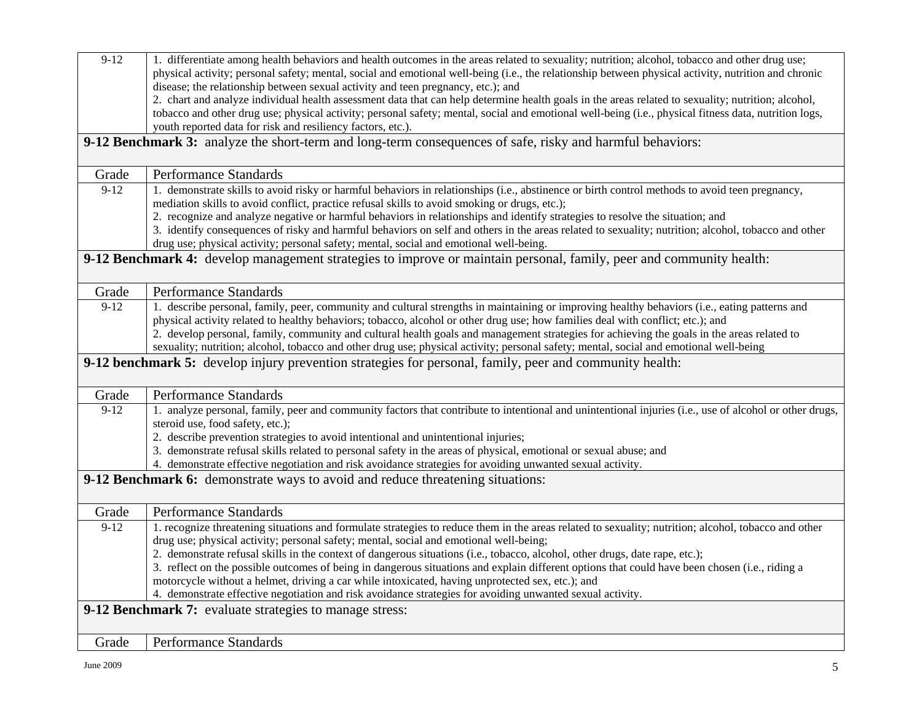| Grade | Performance Standards |
|---|---|
| 9-12 | 1. differentiate among health behaviors and health outcomes in the areas related to sexuality; nutrition; alcohol, tobacco and other drug use; physical activity; personal safety; mental, social and emotional well-being (i.e., the relationship between physical activity, nutrition and chronic disease; the relationship between sexual activity and teen pregnancy, etc.); and<br>2. chart and analyze individual health assessment data that can help determine health goals in the areas related to sexuality; nutrition; alcohol, tobacco and other drug use; physical activity; personal safety; mental, social and emotional well-being (i.e., physical fitness data, nutrition logs, youth reported data for risk and resiliency factors, etc.). |

**9-12 Benchmark 3:** analyze the short-term and long-term consequences of safe, risky and harmful behaviors:

| Grade | Performance Standards |
|---|---|
| 9-12 | 1. demonstrate skills to avoid risky or harmful behaviors in relationships (i.e., abstinence or birth control methods to avoid teen pregnancy, mediation skills to avoid conflict, practice refusal skills to avoid smoking or drugs, etc.);<br>2. recognize and analyze negative or harmful behaviors in relationships and identify strategies to resolve the situation; and<br>3. identify consequences of risky and harmful behaviors on self and others in the areas related to sexuality; nutrition; alcohol, tobacco and other drug use; physical activity; personal safety; mental, social and emotional well-being. |

**9-12 Benchmark 4:** develop management strategies to improve or maintain personal, family, peer and community health:

| Grade | Performance Standards |
|---|---|
| 9-12 | 1. describe personal, family, peer, community and cultural strengths in maintaining or improving healthy behaviors (i.e., eating patterns and physical activity related to healthy behaviors; tobacco, alcohol or other drug use; how families deal with conflict; etc.); and<br>2. develop personal, family, community and cultural health goals and management strategies for achieving the goals in the areas related to sexuality; nutrition; alcohol, tobacco and other drug use; physical activity; personal safety; mental, social and emotional well-being |

**9-12 benchmark 5:** develop injury prevention strategies for personal, family, peer and community health:

| Grade | Performance Standards |
|---|---|
| 9-12 | 1. analyze personal, family, peer and community factors that contribute to intentional and unintentional injuries (i.e., use of alcohol or other drugs, steroid use, food safety, etc.);<br>2. describe prevention strategies to avoid intentional and unintentional injuries;<br>3. demonstrate refusal skills related to personal safety in the areas of physical, emotional or sexual abuse; and<br>4. demonstrate effective negotiation and risk avoidance strategies for avoiding unwanted sexual activity. |

**9-12 Benchmark 6:** demonstrate ways to avoid and reduce threatening situations:

| Grade | Performance Standards |
|---|---|
| 9-12 | 1. recognize threatening situations and formulate strategies to reduce them in the areas related to sexuality; nutrition; alcohol, tobacco and other drug use; physical activity; personal safety; mental, social and emotional well-being;<br>2. demonstrate refusal skills in the context of dangerous situations (i.e., tobacco, alcohol, other drugs, date rape, etc.);<br>3. reflect on the possible outcomes of being in dangerous situations and explain different options that could have been chosen (i.e., riding a motorcycle without a helmet, driving a car while intoxicated, having unprotected sex, etc.); and<br>4. demonstrate effective negotiation and risk avoidance strategies for avoiding unwanted sexual activity. |

**9-12 Benchmark 7:** evaluate strategies to manage stress:

| Grade | Performance Standards |
|---|---|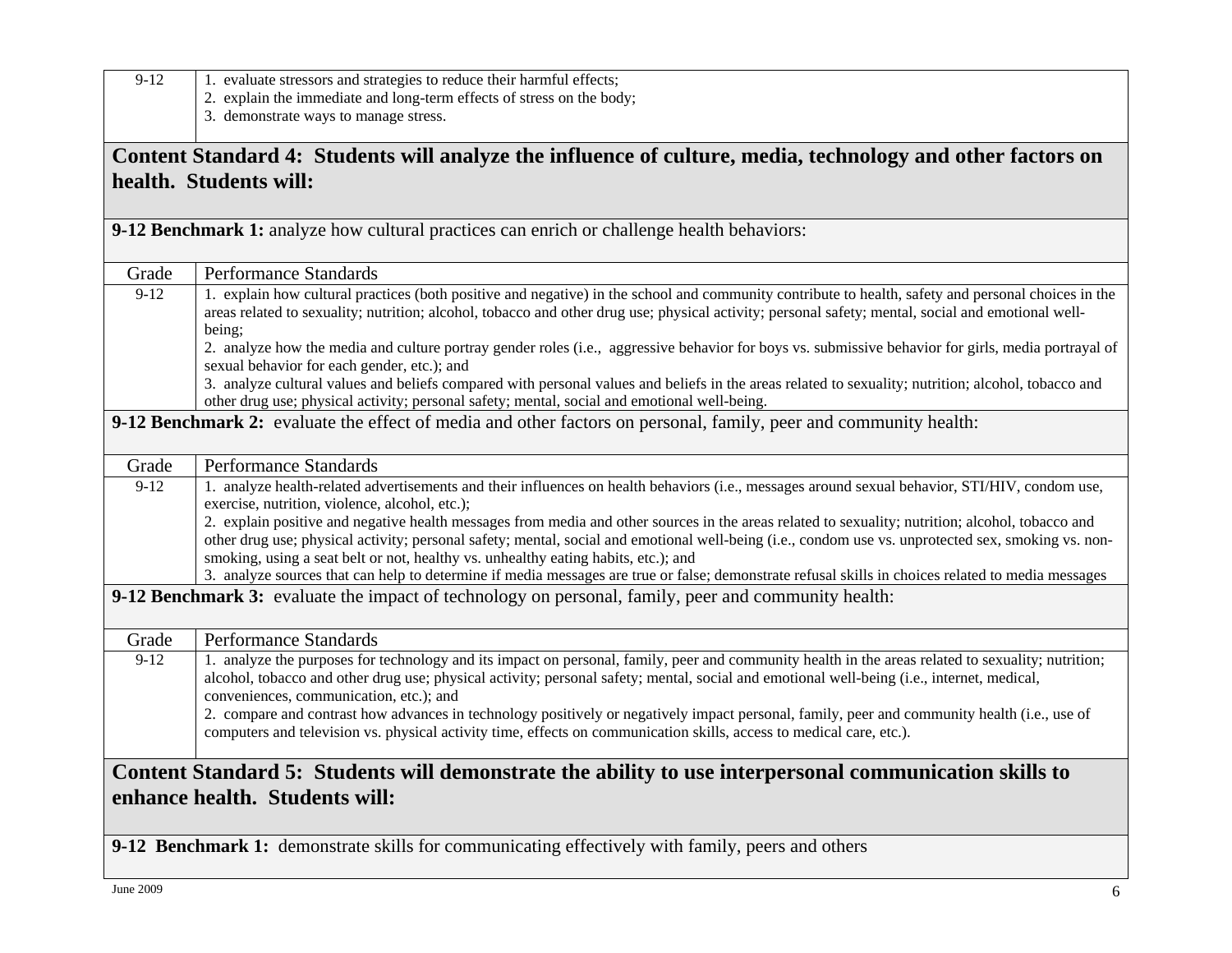| Grade | Performance Standards |
|---|---|
| 9-12 | 1. evaluate stressors and strategies to reduce their harmful effects;<br>2. explain the immediate and long-term effects of stress on the body;<br>3. demonstrate ways to manage stress. |

## Content Standard 4: Students will analyze the influence of culture, media, technology and other factors on health. Students will:

**9-12 Benchmark 1:** analyze how cultural practices can enrich or challenge health behaviors:

| Grade | Performance Standards |
|---|---|
| 9-12 | 1. explain how cultural practices (both positive and negative) in the school and community contribute to health, safety and personal choices in the areas related to sexuality; nutrition; alcohol, tobacco and other drug use; physical activity; personal safety; mental, social and emotional well-being;<br>2. analyze how the media and culture portray gender roles (i.e., aggressive behavior for boys vs. submissive behavior for girls, media portrayal of sexual behavior for each gender, etc.); and<br>3. analyze cultural values and beliefs compared with personal values and beliefs in the areas related to sexuality; nutrition; alcohol, tobacco and other drug use; physical activity; personal safety; mental, social and emotional well-being. |

**9-12 Benchmark 2:** evaluate the effect of media and other factors on personal, family, peer and community health:

| Grade | Performance Standards |
|---|---|
| 9-12 | 1. analyze health-related advertisements and their influences on health behaviors (i.e., messages around sexual behavior, STI/HIV, condom use, exercise, nutrition, violence, alcohol, etc.);<br>2. explain positive and negative health messages from media and other sources in the areas related to sexuality; nutrition; alcohol, tobacco and other drug use; physical activity; personal safety; mental, social and emotional well-being (i.e., condom use vs. unprotected sex, smoking vs. non-smoking, using a seat belt or not, healthy vs. unhealthy eating habits, etc.); and<br>3. analyze sources that can help to determine if media messages are true or false; demonstrate refusal skills in choices related to media messages |

**9-12 Benchmark 3:** evaluate the impact of technology on personal, family, peer and community health:

| Grade | Performance Standards |
|---|---|
| 9-12 | 1. analyze the purposes for technology and its impact on personal, family, peer and community health in the areas related to sexuality; nutrition; alcohol, tobacco and other drug use; physical activity; personal safety; mental, social and emotional well-being (i.e., internet, medical, conveniences, communication, etc.); and<br>2. compare and contrast how advances in technology positively or negatively impact personal, family, peer and community health (i.e., use of computers and television vs. physical activity time, effects on communication skills, access to medical care, etc.). |

## Content Standard 5: Students will demonstrate the ability to use interpersonal communication skills to enhance health. Students will:

**9-12 Benchmark 1:** demonstrate skills for communicating effectively with family, peers and others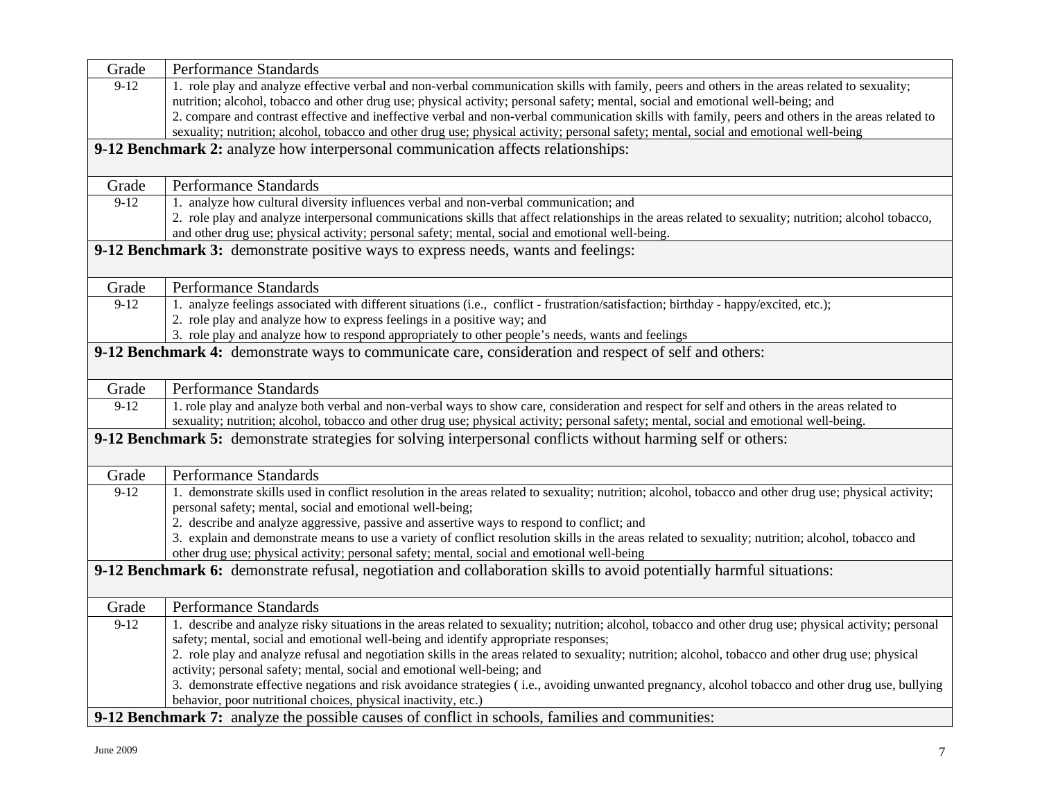| Grade | Performance Standards |
|---|---|
| 9-12 | 1. role play and analyze effective verbal and non-verbal communication skills with family, peers and others in the areas related to sexuality; nutrition; alcohol, tobacco and other drug use; physical activity; personal safety; mental, social and emotional well-being; and<br>2. compare and contrast effective and ineffective verbal and non-verbal communication skills with family, peers and others in the areas related to sexuality; nutrition; alcohol, tobacco and other drug use; physical activity; personal safety; mental, social and emotional well-being |

**9-12 Benchmark 2:** analyze how interpersonal communication affects relationships:

| Grade | Performance Standards |
|---|---|
| 9-12 | 1. analyze how cultural diversity influences verbal and non-verbal communication; and<br>2. role play and analyze interpersonal communications skills that affect relationships in the areas related to sexuality; nutrition; alcohol tobacco, and other drug use; physical activity; personal safety; mental, social and emotional well-being. |

**9-12 Benchmark 3:** demonstrate positive ways to express needs, wants and feelings:

| Grade | Performance Standards |
|---|---|
| 9-12 | 1. analyze feelings associated with different situations (i.e., conflict - frustration/satisfaction; birthday - happy/excited, etc.);<br>2. role play and analyze how to express feelings in a positive way; and<br>3. role play and analyze how to respond appropriately to other people's needs, wants and feelings |

**9-12 Benchmark 4:** demonstrate ways to communicate care, consideration and respect of self and others:

| Grade | Performance Standards |
|---|---|
| 9-12 | 1. role play and analyze both verbal and non-verbal ways to show care, consideration and respect for self and others in the areas related to sexuality; nutrition; alcohol, tobacco and other drug use; physical activity; personal safety; mental, social and emotional well-being. |

**9-12 Benchmark 5:** demonstrate strategies for solving interpersonal conflicts without harming self or others:

| Grade | Performance Standards |
|---|---|
| 9-12 | 1. demonstrate skills used in conflict resolution in the areas related to sexuality; nutrition; alcohol, tobacco and other drug use; physical activity; personal safety; mental, social and emotional well-being;<br>2. describe and analyze aggressive, passive and assertive ways to respond to conflict; and<br>3. explain and demonstrate means to use a variety of conflict resolution skills in the areas related to sexuality; nutrition; alcohol, tobacco and other drug use; physical activity; personal safety; mental, social and emotional well-being |

**9-12 Benchmark 6:** demonstrate refusal, negotiation and collaboration skills to avoid potentially harmful situations:

| Grade | Performance Standards |
|---|---|
| 9-12 | 1. describe and analyze risky situations in the areas related to sexuality; nutrition; alcohol, tobacco and other drug use; physical activity; personal safety; mental, social and emotional well-being and identify appropriate responses;<br>2. role play and analyze refusal and negotiation skills in the areas related to sexuality; nutrition; alcohol, tobacco and other drug use; physical activity; personal safety; mental, social and emotional well-being; and<br>3. demonstrate effective negations and risk avoidance strategies ( i.e., avoiding unwanted pregnancy, alcohol tobacco and other drug use, bullying behavior, poor nutritional choices, physical inactivity, etc.) |

**9-12 Benchmark 7:** analyze the possible causes of conflict in schools, families and communities:

June 2009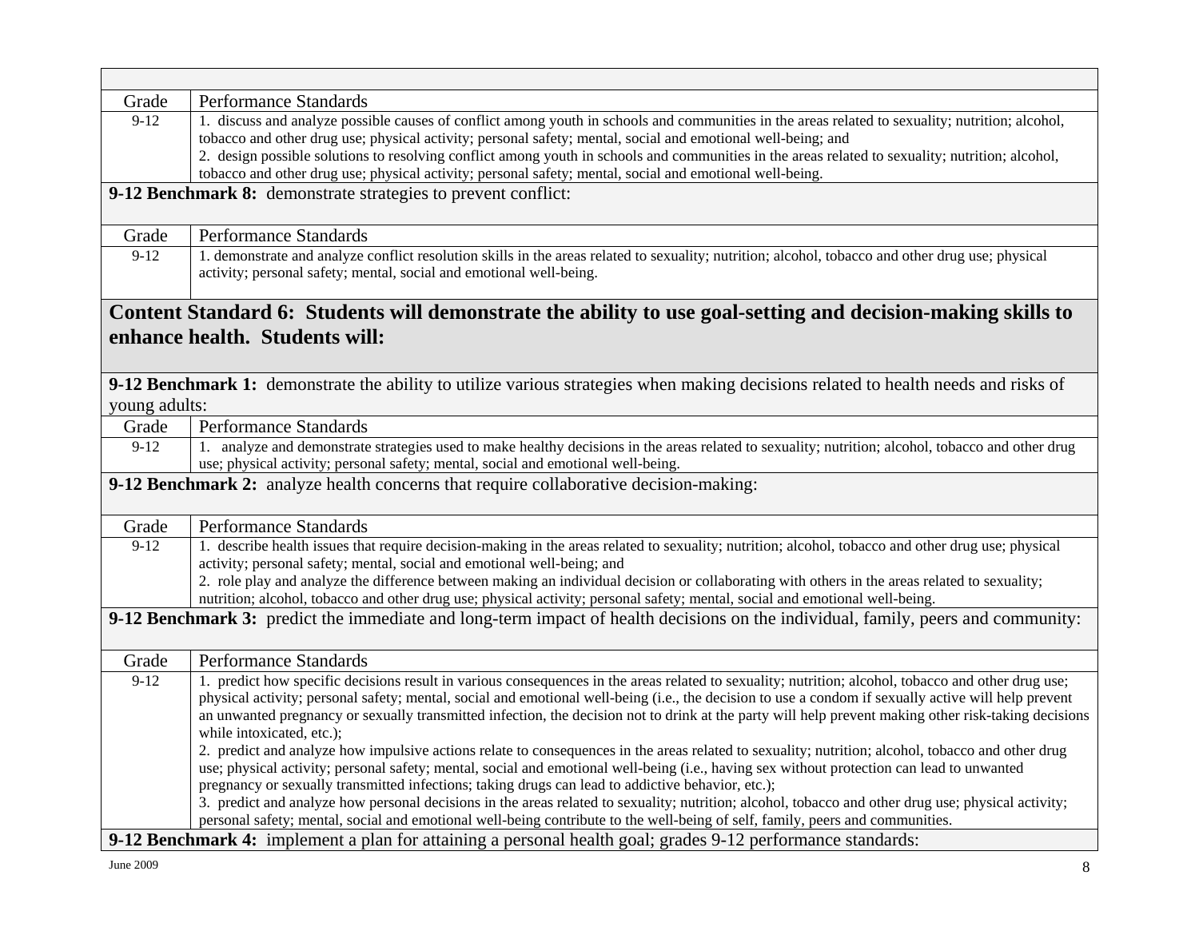| Grade | Performance Standards |
|---|---|
| 9-12 | 1. discuss and analyze possible causes of conflict among youth in schools and communities in the areas related to sexuality; nutrition; alcohol, tobacco and other drug use; physical activity; personal safety; mental, social and emotional well-being; and<br>2. design possible solutions to resolving conflict among youth in schools and communities in the areas related to sexuality; nutrition; alcohol, tobacco and other drug use; physical activity; personal safety; mental, social and emotional well-being. |

**9-12 Benchmark 8:** demonstrate strategies to prevent conflict:

| Grade | Performance Standards |
|---|---|
| 9-12 | 1. demonstrate and analyze conflict resolution skills in the areas related to sexuality; nutrition; alcohol, tobacco and other drug use; physical activity; personal safety; mental, social and emotional well-being. |

## Content Standard 6: Students will demonstrate the ability to use goal-setting and decision-making skills to enhance health. Students will:

**9-12 Benchmark 1:** demonstrate the ability to utilize various strategies when making decisions related to health needs and risks of young adults:

| Grade | Performance Standards |
|---|---|
| 9-12 | 1. analyze and demonstrate strategies used to make healthy decisions in the areas related to sexuality; nutrition; alcohol, tobacco and other drug use; physical activity; personal safety; mental, social and emotional well-being. |

**9-12 Benchmark 2:** analyze health concerns that require collaborative decision-making:

| Grade | Performance Standards |
|---|---|
| 9-12 | 1. describe health issues that require decision-making in the areas related to sexuality; nutrition; alcohol, tobacco and other drug use; physical activity; personal safety; mental, social and emotional well-being; and<br>2. role play and analyze the difference between making an individual decision or collaborating with others in the areas related to sexuality; nutrition; alcohol, tobacco and other drug use; physical activity; personal safety; mental, social and emotional well-being. |

**9-12 Benchmark 3:** predict the immediate and long-term impact of health decisions on the individual, family, peers and community:

| Grade | Performance Standards |
|---|---|
| 9-12 | 1. predict how specific decisions result in various consequences in the areas related to sexuality; nutrition; alcohol, tobacco and other drug use; physical activity; personal safety; mental, social and emotional well-being (i.e., the decision to use a condom if sexually active will help prevent an unwanted pregnancy or sexually transmitted infection, the decision not to drink at the party will help prevent making other risk-taking decisions while intoxicated, etc.);<br>2. predict and analyze how impulsive actions relate to consequences in the areas related to sexuality; nutrition; alcohol, tobacco and other drug use; physical activity; personal safety; mental, social and emotional well-being (i.e., having sex without protection can lead to unwanted pregnancy or sexually transmitted infections; taking drugs can lead to addictive behavior, etc.);<br>3. predict and analyze how personal decisions in the areas related to sexuality; nutrition; alcohol, tobacco and other drug use; physical activity; personal safety; mental, social and emotional well-being contribute to the well-being of self, family, peers and communities. |

**9-12 Benchmark 4:** implement a plan for attaining a personal health goal; grades 9-12 performance standards: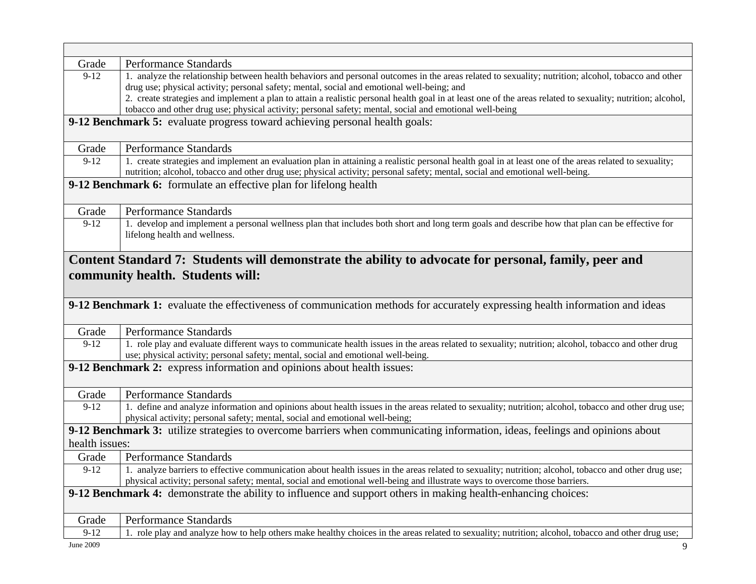| Grade | Performance Standards |
|---|---|
| 9-12 | 1. analyze the relationship between health behaviors and personal outcomes in the areas related to sexuality; nutrition; alcohol, tobacco and other drug use; physical activity; personal safety; mental, social and emotional well-being; and<br>2. create strategies and implement a plan to attain a realistic personal health goal in at least one of the areas related to sexuality; nutrition; alcohol, tobacco and other drug use; physical activity; personal safety; mental, social and emotional well-being |

**9-12 Benchmark 5:** evaluate progress toward achieving personal health goals:

| Grade | Performance Standards |
|---|---|
| 9-12 | 1. create strategies and implement an evaluation plan in attaining a realistic personal health goal in at least one of the areas related to sexuality; nutrition; alcohol, tobacco and other drug use; physical activity; personal safety; mental, social and emotional well-being. |

**9-12 Benchmark 6:** formulate an effective plan for lifelong health

| Grade | Performance Standards |
|---|---|
| 9-12 | 1. develop and implement a personal wellness plan that includes both short and long term goals and describe how that plan can be effective for lifelong health and wellness. |

## Content Standard 7: Students will demonstrate the ability to advocate for personal, family, peer and community health. Students will:

**9-12 Benchmark 1:** evaluate the effectiveness of communication methods for accurately expressing health information and ideas

| Grade | Performance Standards |
|---|---|
| 9-12 | 1. role play and evaluate different ways to communicate health issues in the areas related to sexuality; nutrition; alcohol, tobacco and other drug use; physical activity; personal safety; mental, social and emotional well-being. |

**9-12 Benchmark 2:** express information and opinions about health issues:

| Grade | Performance Standards |
|---|---|
| 9-12 | 1. define and analyze information and opinions about health issues in the areas related to sexuality; nutrition; alcohol, tobacco and other drug use; physical activity; personal safety; mental, social and emotional well-being; |

**9-12 Benchmark 3:** utilize strategies to overcome barriers when communicating information, ideas, feelings and opinions about health issues:

| Grade | Performance Standards |
|---|---|
| 9-12 | 1. analyze barriers to effective communication about health issues in the areas related to sexuality; nutrition; alcohol, tobacco and other drug use; physical activity; personal safety; mental, social and emotional well-being and illustrate ways to overcome those barriers. |

**9-12 Benchmark 4:** demonstrate the ability to influence and support others in making health-enhancing choices:

| Grade | Performance Standards |
|---|---|
| 9-12 | 1. role play and analyze how to help others make healthy choices in the areas related to sexuality; nutrition; alcohol, tobacco and other drug use; |

June 2009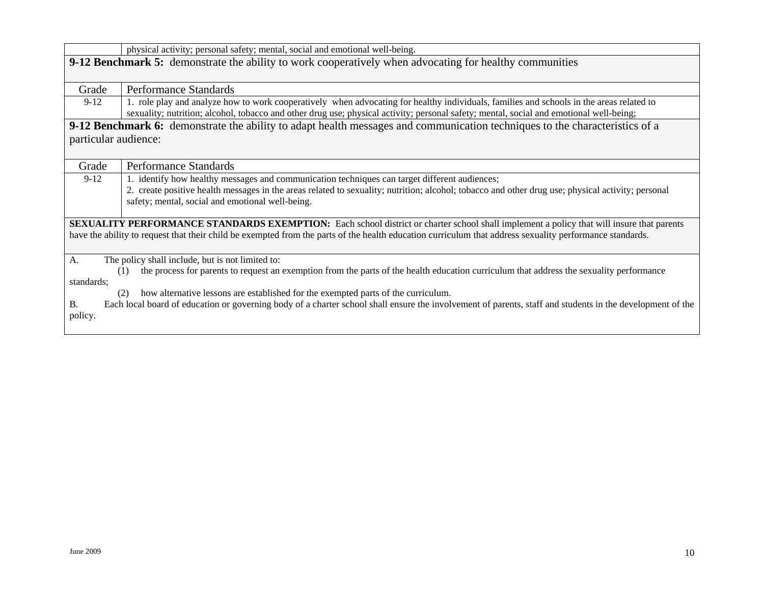| | |
|---|---|
| | physical activity; personal safety; mental, social and emotional well-being. |

**9-12 Benchmark 5:** demonstrate the ability to work cooperatively when advocating for healthy communities

| Grade | Performance Standards |
|---|---|
| 9-12 | 1. role play and analyze how to work cooperatively when advocating for healthy individuals, families and schools in the areas related to sexuality; nutrition; alcohol, tobacco and other drug use; physical activity; personal safety; mental, social and emotional well-being; |

**9-12 Benchmark 6:** demonstrate the ability to adapt health messages and communication techniques to the characteristics of a particular audience:

| Grade | Performance Standards |
|---|---|
| 9-12 | 1. identify how healthy messages and communication techniques can target different audiences;<br>2. create positive health messages in the areas related to sexuality; nutrition; alcohol; tobacco and other drug use; physical activity; personal safety; mental, social and emotional well-being. |

**SEXUALITY PERFORMANCE STANDARDS EXEMPTION:** Each school district or charter school shall implement a policy that will insure that parents have the ability to request that their child be exempted from the parts of the health education curriculum that address sexuality performance standards.

A. The policy shall include, but is not limited to:

(1) the process for parents to request an exemption from the parts of the health education curriculum that address the sexuality performance standards;

(2) how alternative lessons are established for the exempted parts of the curriculum.

B. Each local board of education or governing body of a charter school shall ensure the involvement of parents, staff and students in the development of the policy.

June 2009